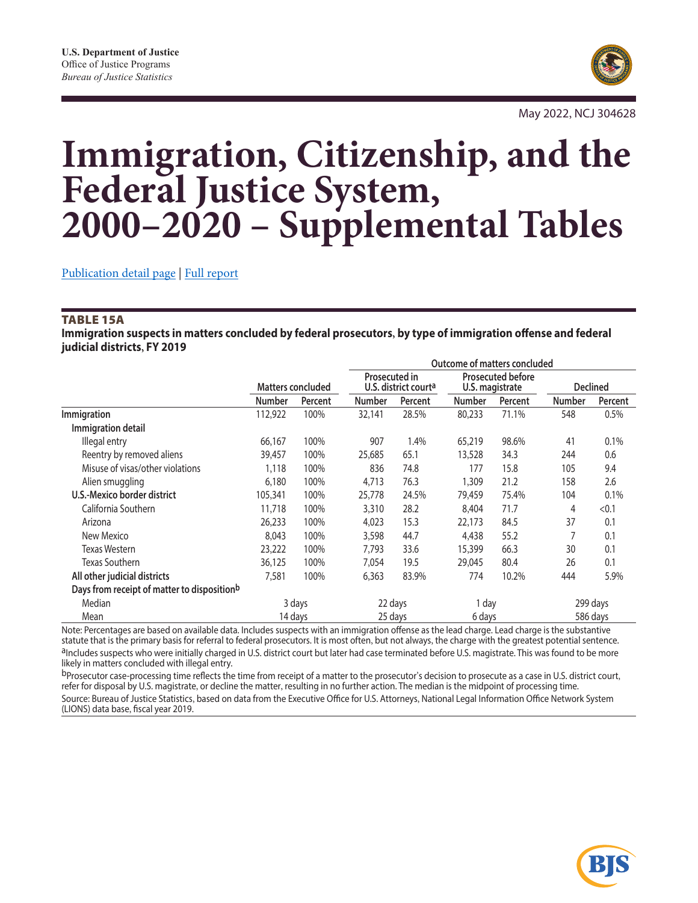U.S. Department of Justice
Office of Justice Programs
*Bureau of Justice Statistics*

May 2022, NCJ 304628

# Immigration, Citizenship, and the Federal Justice System, 2000–2020 – Supplemental Tables

Publication detail page | Full report

## TABLE 15A

**Immigration suspects in matters concluded by federal prosecutors, by type of immigration offense and federal judicial districts, FY 2019**

| | Matters concluded | | Outcome of matters concluded | | | | | |
|---|---|---|---|---|---|---|---|---|
| | | | Prosecuted in U.S. district court[a] | | Prosecuted before U.S. magistrate | | Declined | |
| | Number | Percent | Number | Percent | Number | Percent | Number | Percent |
| **Immigration** | 112,922 | 100% | 32,141 | 28.5% | 80,233 | 71.1% | 548 | 0.5% |
| **Immigration detail** | | | | | | | | |
| Illegal entry | 66,167 | 100% | 907 | 1.4% | 65,219 | 98.6% | 41 | 0.1% |
| Reentry by removed aliens | 39,457 | 100% | 25,685 | 65.1 | 13,528 | 34.3 | 244 | 0.6 |
| Misuse of visas/other violations | 1,118 | 100% | 836 | 74.8 | 177 | 15.8 | 105 | 9.4 |
| Alien smuggling | 6,180 | 100% | 4,713 | 76.3 | 1,309 | 21.2 | 158 | 2.6 |
| **U.S.-Mexico border district** | 105,341 | 100% | 25,778 | 24.5% | 79,459 | 75.4% | 104 | 0.1% |
| California Southern | 11,718 | 100% | 3,310 | 28.2 | 8,404 | 71.7 | 4 | <0.1 |
| Arizona | 26,233 | 100% | 4,023 | 15.3 | 22,173 | 84.5 | 37 | 0.1 |
| New Mexico | 8,043 | 100% | 3,598 | 44.7 | 4,438 | 55.2 | 7 | 0.1 |
| Texas Western | 23,222 | 100% | 7,793 | 33.6 | 15,399 | 66.3 | 30 | 0.1 |
| Texas Southern | 36,125 | 100% | 7,054 | 19.5 | 29,045 | 80.4 | 26 | 0.1 |
| **All other judicial districts** | 7,581 | 100% | 6,363 | 83.9% | 774 | 10.2% | 444 | 5.9% |
| **Days from receipt of matter to disposition[b]** | | | | | | | | |
| Median | 3 days | | 22 days | | 1 day | | 299 days | |
| Mean | 14 days | | 25 days | | 6 days | | 586 days | |

Note: Percentages are based on available data. Includes suspects with an immigration offense as the lead charge. Lead charge is the substantive statute that is the primary basis for referral to federal prosecutors. It is most often, but not always, the charge with the greatest potential sentence.

[a]Includes suspects who were initially charged in U.S. district court but later had case terminated before U.S. magistrate. This was found to be more likely in matters concluded with illegal entry.

[b]Prosecutor case-processing time reflects the time from receipt of a matter to the prosecutor's decision to prosecute as a case in U.S. district court, refer for disposal by U.S. magistrate, or decline the matter, resulting in no further action. The median is the midpoint of processing time.

Source: Bureau of Justice Statistics, based on data from the Executive Office for U.S. Attorneys, National Legal Information Office Network System (LIONS) data base, fiscal year 2019.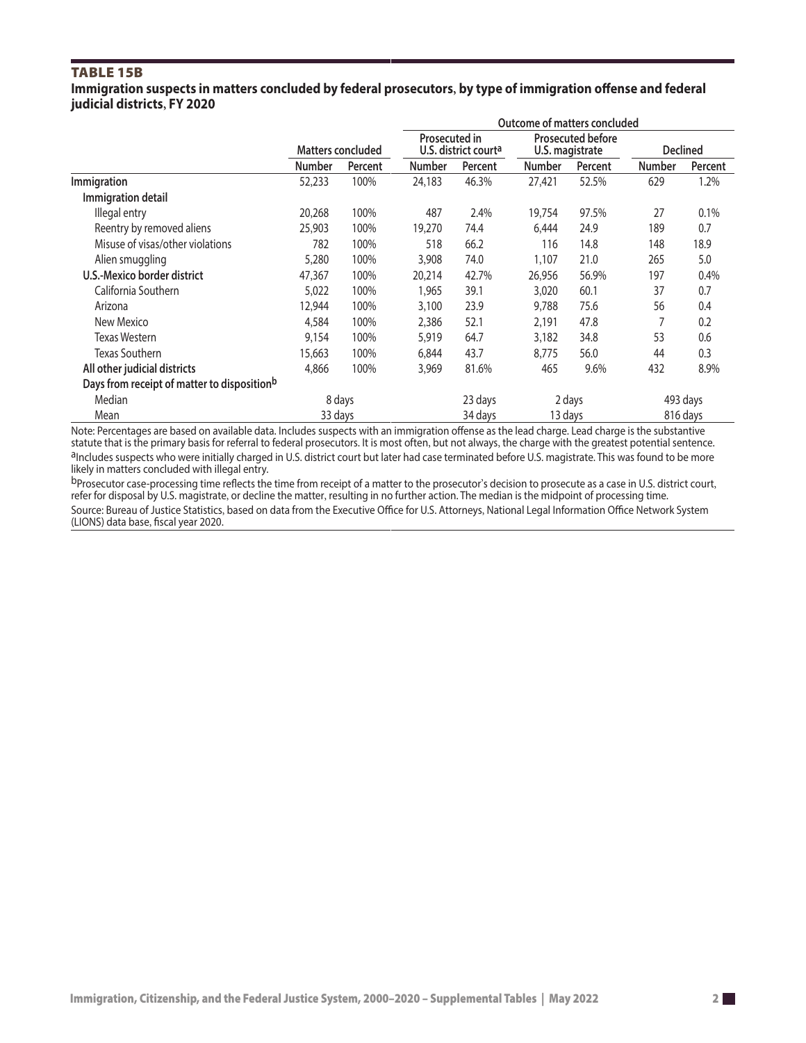## TABLE 15B

**Immigration suspects in matters concluded by federal prosecutors, by type of immigration offense and federal judicial districts, FY 2020**

| | Matters concluded | | Outcome of matters concluded | | | | | |
|---|---|---|---|---|---|---|---|---|
| | | | Prosecuted in U.S. district court[a] | | Prosecuted before U.S. magistrate | | Declined | |
| | Number | Percent | Number | Percent | Number | Percent | Number | Percent |
| **Immigration** | 52,233 | 100% | 24,183 | 46.3% | 27,421 | 52.5% | 629 | 1.2% |
| **Immigration detail** | | | | | | | | |
| Illegal entry | 20,268 | 100% | 487 | 2.4% | 19,754 | 97.5% | 27 | 0.1% |
| Reentry by removed aliens | 25,903 | 100% | 19,270 | 74.4 | 6,444 | 24.9 | 189 | 0.7 |
| Misuse of visas/other violations | 782 | 100% | 518 | 66.2 | 116 | 14.8 | 148 | 18.9 |
| Alien smuggling | 5,280 | 100% | 3,908 | 74.0 | 1,107 | 21.0 | 265 | 5.0 |
| **U.S.-Mexico border district** | 47,367 | 100% | 20,214 | 42.7% | 26,956 | 56.9% | 197 | 0.4% |
| California Southern | 5,022 | 100% | 1,965 | 39.1 | 3,020 | 60.1 | 37 | 0.7 |
| Arizona | 12,944 | 100% | 3,100 | 23.9 | 9,788 | 75.6 | 56 | 0.4 |
| New Mexico | 4,584 | 100% | 2,386 | 52.1 | 2,191 | 47.8 | 7 | 0.2 |
| Texas Western | 9,154 | 100% | 5,919 | 64.7 | 3,182 | 34.8 | 53 | 0.6 |
| Texas Southern | 15,663 | 100% | 6,844 | 43.7 | 8,775 | 56.0 | 44 | 0.3 |
| **All other judicial districts** | 4,866 | 100% | 3,969 | 81.6% | 465 | 9.6% | 432 | 8.9% |
| **Days from receipt of matter to disposition[b]** | | | | | | | | |
| Median | 8 days | | | 23 days | 2 days | | 493 days | |
| Mean | 33 days | | | 34 days | 13 days | | 816 days | |

Note: Percentages are based on available data. Includes suspects with an immigration offense as the lead charge. Lead charge is the substantive statute that is the primary basis for referral to federal prosecutors. It is most often, but not always, the charge with the greatest potential sentence.

[a]Includes suspects who were initially charged in U.S. district court but later had case terminated before U.S. magistrate. This was found to be more likely in matters concluded with illegal entry.

[b]Prosecutor case-processing time reflects the time from receipt of a matter to the prosecutor's decision to prosecute as a case in U.S. district court, refer for disposal by U.S. magistrate, or decline the matter, resulting in no further action. The median is the midpoint of processing time.

Source: Bureau of Justice Statistics, based on data from the Executive Office for U.S. Attorneys, National Legal Information Office Network System (LIONS) data base, fiscal year 2020.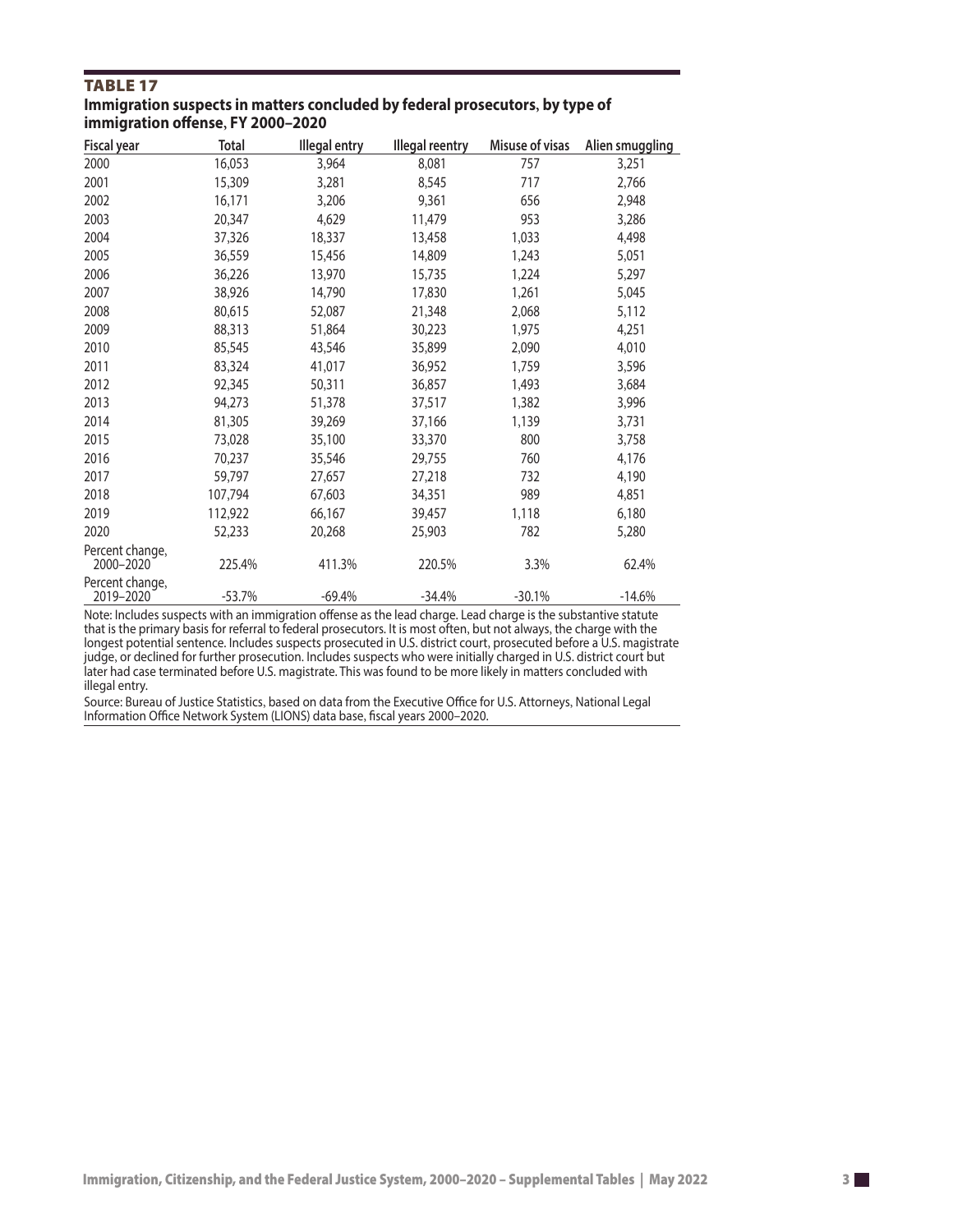## TABLE 17

**Immigration suspects in matters concluded by federal prosecutors, by type of immigration offense, FY 2000–2020**

| Fiscal year | Total | Illegal entry | Illegal reentry | Misuse of visas | Alien smuggling |
|---|---|---|---|---|---|
| 2000 | 16,053 | 3,964 | 8,081 | 757 | 3,251 |
| 2001 | 15,309 | 3,281 | 8,545 | 717 | 2,766 |
| 2002 | 16,171 | 3,206 | 9,361 | 656 | 2,948 |
| 2003 | 20,347 | 4,629 | 11,479 | 953 | 3,286 |
| 2004 | 37,326 | 18,337 | 13,458 | 1,033 | 4,498 |
| 2005 | 36,559 | 15,456 | 14,809 | 1,243 | 5,051 |
| 2006 | 36,226 | 13,970 | 15,735 | 1,224 | 5,297 |
| 2007 | 38,926 | 14,790 | 17,830 | 1,261 | 5,045 |
| 2008 | 80,615 | 52,087 | 21,348 | 2,068 | 5,112 |
| 2009 | 88,313 | 51,864 | 30,223 | 1,975 | 4,251 |
| 2010 | 85,545 | 43,546 | 35,899 | 2,090 | 4,010 |
| 2011 | 83,324 | 41,017 | 36,952 | 1,759 | 3,596 |
| 2012 | 92,345 | 50,311 | 36,857 | 1,493 | 3,684 |
| 2013 | 94,273 | 51,378 | 37,517 | 1,382 | 3,996 |
| 2014 | 81,305 | 39,269 | 37,166 | 1,139 | 3,731 |
| 2015 | 73,028 | 35,100 | 33,370 | 800 | 3,758 |
| 2016 | 70,237 | 35,546 | 29,755 | 760 | 4,176 |
| 2017 | 59,797 | 27,657 | 27,218 | 732 | 4,190 |
| 2018 | 107,794 | 67,603 | 34,351 | 989 | 4,851 |
| 2019 | 112,922 | 66,167 | 39,457 | 1,118 | 6,180 |
| 2020 | 52,233 | 20,268 | 25,903 | 782 | 5,280 |
| Percent change, 2000–2020 | 225.4% | 411.3% | 220.5% | 3.3% | 62.4% |
| Percent change, 2019–2020 | -53.7% | -69.4% | -34.4% | -30.1% | -14.6% |

Note: Includes suspects with an immigration offense as the lead charge. Lead charge is the substantive statute that is the primary basis for referral to federal prosecutors. It is most often, but not always, the charge with the longest potential sentence. Includes suspects prosecuted in U.S. district court, prosecuted before a U.S. magistrate judge, or declined for further prosecution. Includes suspects who were initially charged in U.S. district court but later had case terminated before U.S. magistrate. This was found to be more likely in matters concluded with illegal entry.

Source: Bureau of Justice Statistics, based on data from the Executive Office for U.S. Attorneys, National Legal Information Office Network System (LIONS) data base, fiscal years 2000–2020.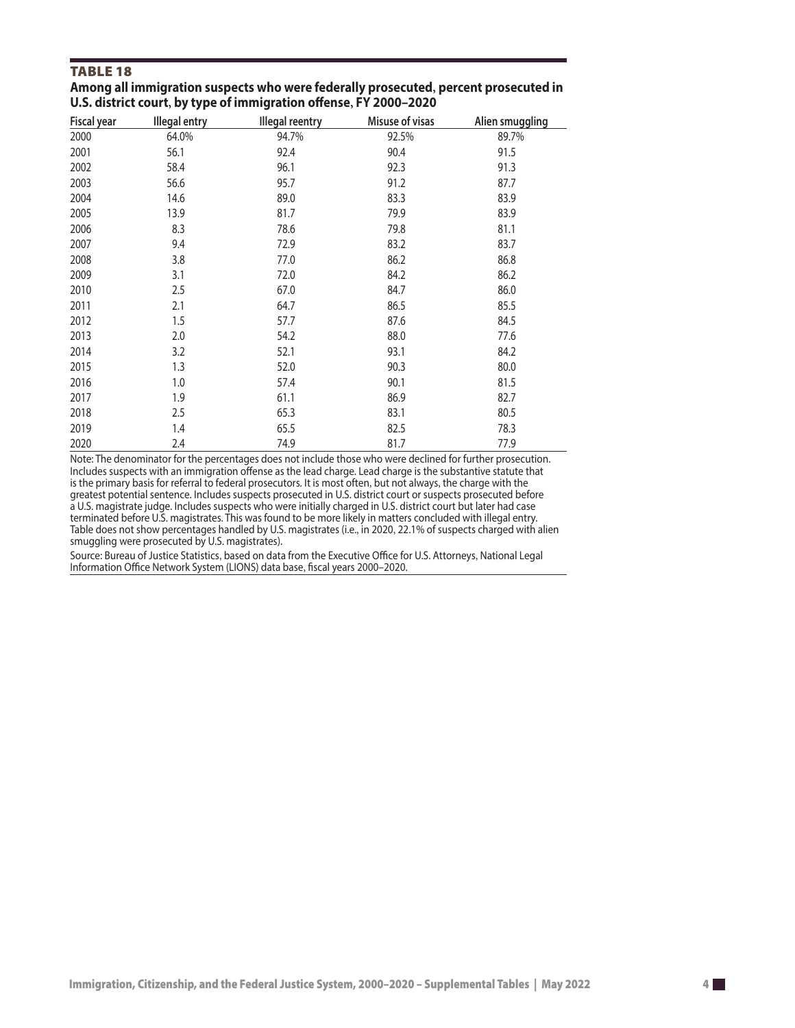# TABLE 18

**Among all immigration suspects who were federally prosecuted, percent prosecuted in U.S. district court, by type of immigration offense, FY 2000–2020**

| Fiscal year | Illegal entry | Illegal reentry | Misuse of visas | Alien smuggling |
|---|---|---|---|---|
| 2000 | 64.0% | 94.7% | 92.5% | 89.7% |
| 2001 | 56.1 | 92.4 | 90.4 | 91.5 |
| 2002 | 58.4 | 96.1 | 92.3 | 91.3 |
| 2003 | 56.6 | 95.7 | 91.2 | 87.7 |
| 2004 | 14.6 | 89.0 | 83.3 | 83.9 |
| 2005 | 13.9 | 81.7 | 79.9 | 83.9 |
| 2006 | 8.3 | 78.6 | 79.8 | 81.1 |
| 2007 | 9.4 | 72.9 | 83.2 | 83.7 |
| 2008 | 3.8 | 77.0 | 86.2 | 86.8 |
| 2009 | 3.1 | 72.0 | 84.2 | 86.2 |
| 2010 | 2.5 | 67.0 | 84.7 | 86.0 |
| 2011 | 2.1 | 64.7 | 86.5 | 85.5 |
| 2012 | 1.5 | 57.7 | 87.6 | 84.5 |
| 2013 | 2.0 | 54.2 | 88.0 | 77.6 |
| 2014 | 3.2 | 52.1 | 93.1 | 84.2 |
| 2015 | 1.3 | 52.0 | 90.3 | 80.0 |
| 2016 | 1.0 | 57.4 | 90.1 | 81.5 |
| 2017 | 1.9 | 61.1 | 86.9 | 82.7 |
| 2018 | 2.5 | 65.3 | 83.1 | 80.5 |
| 2019 | 1.4 | 65.5 | 82.5 | 78.3 |
| 2020 | 2.4 | 74.9 | 81.7 | 77.9 |

Note: The denominator for the percentages does not include those who were declined for further prosecution. Includes suspects with an immigration offense as the lead charge. Lead charge is the substantive statute that is the primary basis for referral to federal prosecutors. It is most often, but not always, the charge with the greatest potential sentence. Includes suspects prosecuted in U.S. district court or suspects prosecuted before a U.S. magistrate judge. Includes suspects who were initially charged in U.S. district court but later had case terminated before U.S. magistrates. This was found to be more likely in matters concluded with illegal entry. Table does not show percentages handled by U.S. magistrates (i.e., in 2020, 22.1% of suspects charged with alien smuggling were prosecuted by U.S. magistrates).

Source: Bureau of Justice Statistics, based on data from the Executive Office for U.S. Attorneys, National Legal Information Office Network System (LIONS) data base, fiscal years 2000–2020.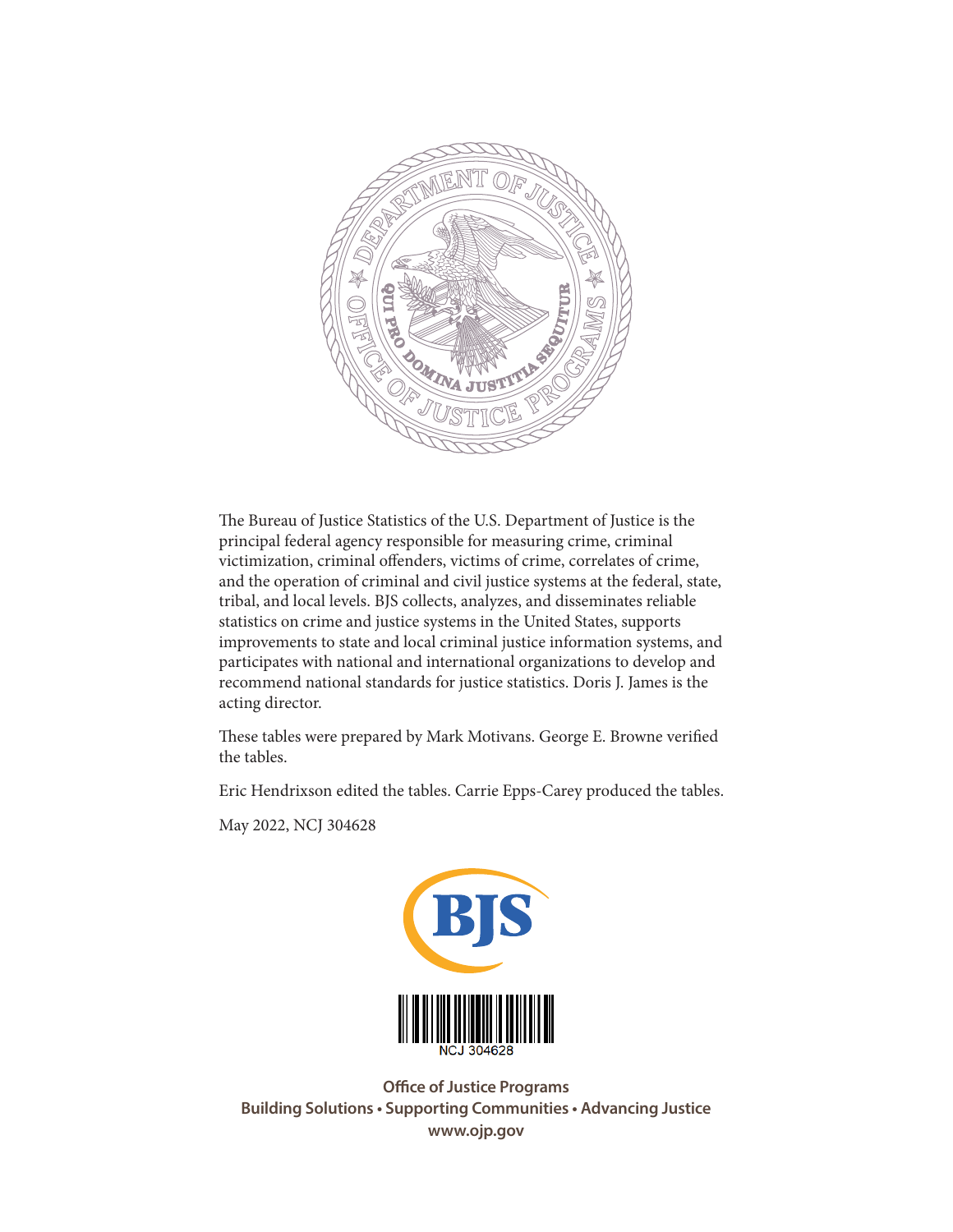The Bureau of Justice Statistics of the U.S. Department of Justice is the principal federal agency responsible for measuring crime, criminal victimization, criminal offenders, victims of crime, correlates of crime, and the operation of criminal and civil justice systems at the federal, state, tribal, and local levels. BJS collects, analyzes, and disseminates reliable statistics on crime and justice systems in the United States, supports improvements to state and local criminal justice information systems, and participates with national and international organizations to develop and recommend national standards for justice statistics. Doris J. James is the acting director.

These tables were prepared by Mark Motivans. George E. Browne verified the tables.

Eric Hendrixson edited the tables. Carrie Epps-Carey produced the tables.

May 2022, NCJ 304628

NCJ 304628

**Office of Justice Programs**
**Building Solutions • Supporting Communities • Advancing Justice**
**www.ojp.gov**